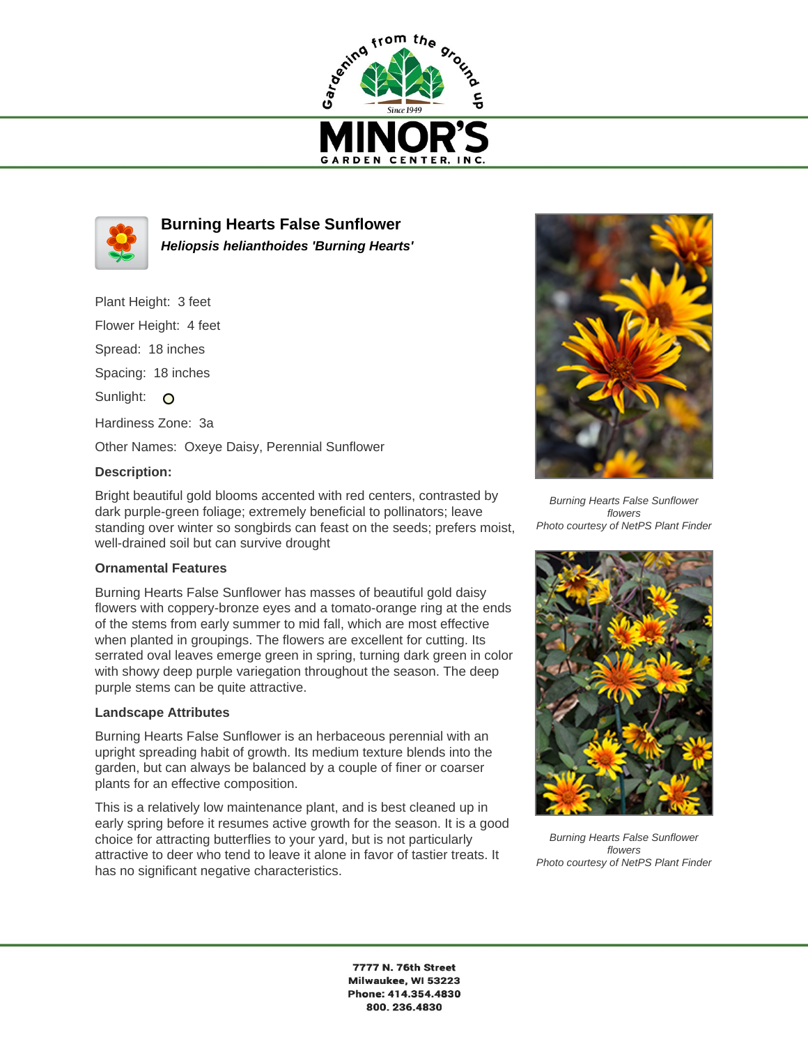# Burning Hearts False Sunflower

***Heliopsis helianthoides 'Burning Hearts'***

Plant Height: 3 feet

Flower Height: 4 feet

Spread: 18 inches

Spacing: 18 inches

Sunlight: O

Hardiness Zone: 3a

Other Names: Oxeye Daisy, Perennial Sunflower

**Description:**

Bright beautiful gold blooms accented with red centers, contrasted by dark purple-green foliage; extremely beneficial to pollinators; leave standing over winter so songbirds can feast on the seeds; prefers moist, well-drained soil but can survive drought

### Ornamental Features

Burning Hearts False Sunflower has masses of beautiful gold daisy flowers with coppery-bronze eyes and a tomato-orange ring at the ends of the stems from early summer to mid fall, which are most effective when planted in groupings. The flowers are excellent for cutting. Its serrated oval leaves emerge green in spring, turning dark green in color with showy deep purple variegation throughout the season. The deep purple stems can be quite attractive.

### Landscape Attributes

Burning Hearts False Sunflower is an herbaceous perennial with an upright spreading habit of growth. Its medium texture blends into the garden, but can always be balanced by a couple of finer or coarser plants for an effective composition.

This is a relatively low maintenance plant, and is best cleaned up in early spring before it resumes active growth for the season. It is a good choice for attracting butterflies to your yard, but is not particularly attractive to deer who tend to leave it alone in favor of tastier treats. It has no significant negative characteristics.

*Burning Hearts False Sunflower flowers*
*Photo courtesy of NetPS Plant Finder*

*Burning Hearts False Sunflower flowers*
*Photo courtesy of NetPS Plant Finder*

**7777 N. 76th Street**
**Milwaukee, WI 53223**
**Phone: 414.354.4830**
**800. 236.4830**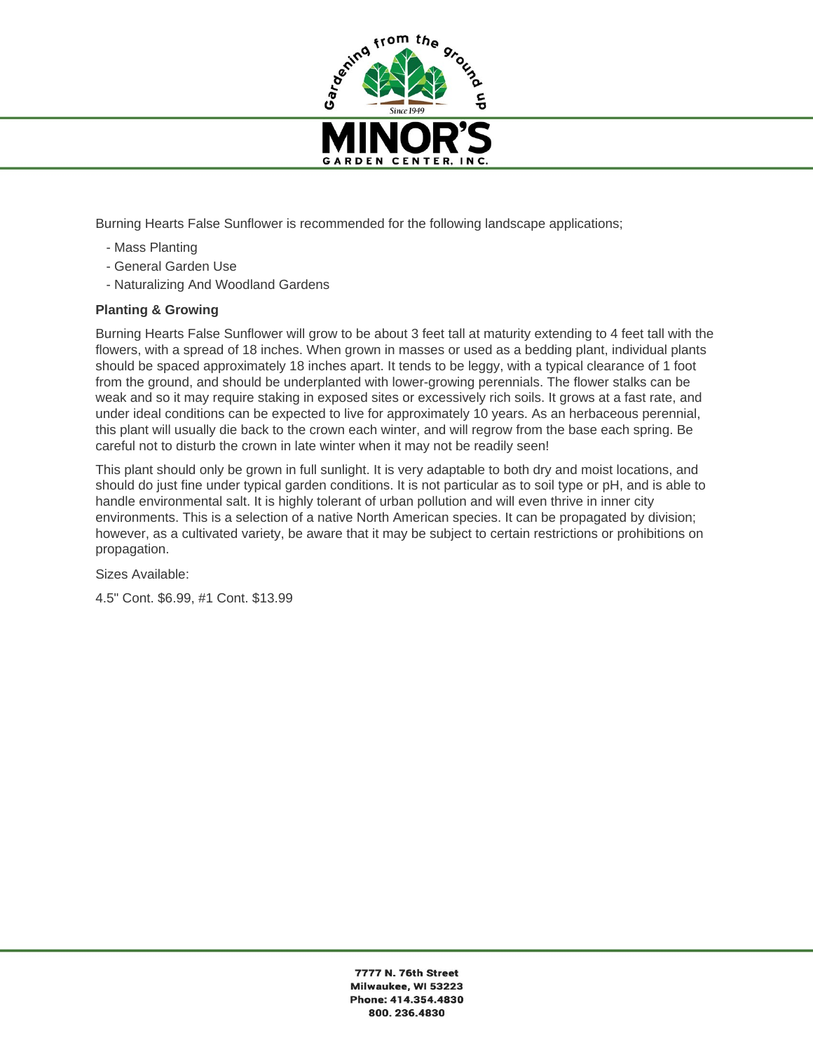Burning Hearts False Sunflower is recommended for the following landscape applications;

- Mass Planting
- General Garden Use
- Naturalizing And Woodland Gardens

**Planting & Growing**

Burning Hearts False Sunflower will grow to be about 3 feet tall at maturity extending to 4 feet tall with the flowers, with a spread of 18 inches. When grown in masses or used as a bedding plant, individual plants should be spaced approximately 18 inches apart. It tends to be leggy, with a typical clearance of 1 foot from the ground, and should be underplanted with lower-growing perennials. The flower stalks can be weak and so it may require staking in exposed sites or excessively rich soils. It grows at a fast rate, and under ideal conditions can be expected to live for approximately 10 years. As an herbaceous perennial, this plant will usually die back to the crown each winter, and will regrow from the base each spring. Be careful not to disturb the crown in late winter when it may not be readily seen!

This plant should only be grown in full sunlight. It is very adaptable to both dry and moist locations, and should do just fine under typical garden conditions. It is not particular as to soil type or pH, and is able to handle environmental salt. It is highly tolerant of urban pollution and will even thrive in inner city environments. This is a selection of a native North American species. It can be propagated by division; however, as a cultivated variety, be aware that it may be subject to certain restrictions or prohibitions on propagation.

Sizes Available:

4.5" Cont. $6.99, #1 Cont. $13.99